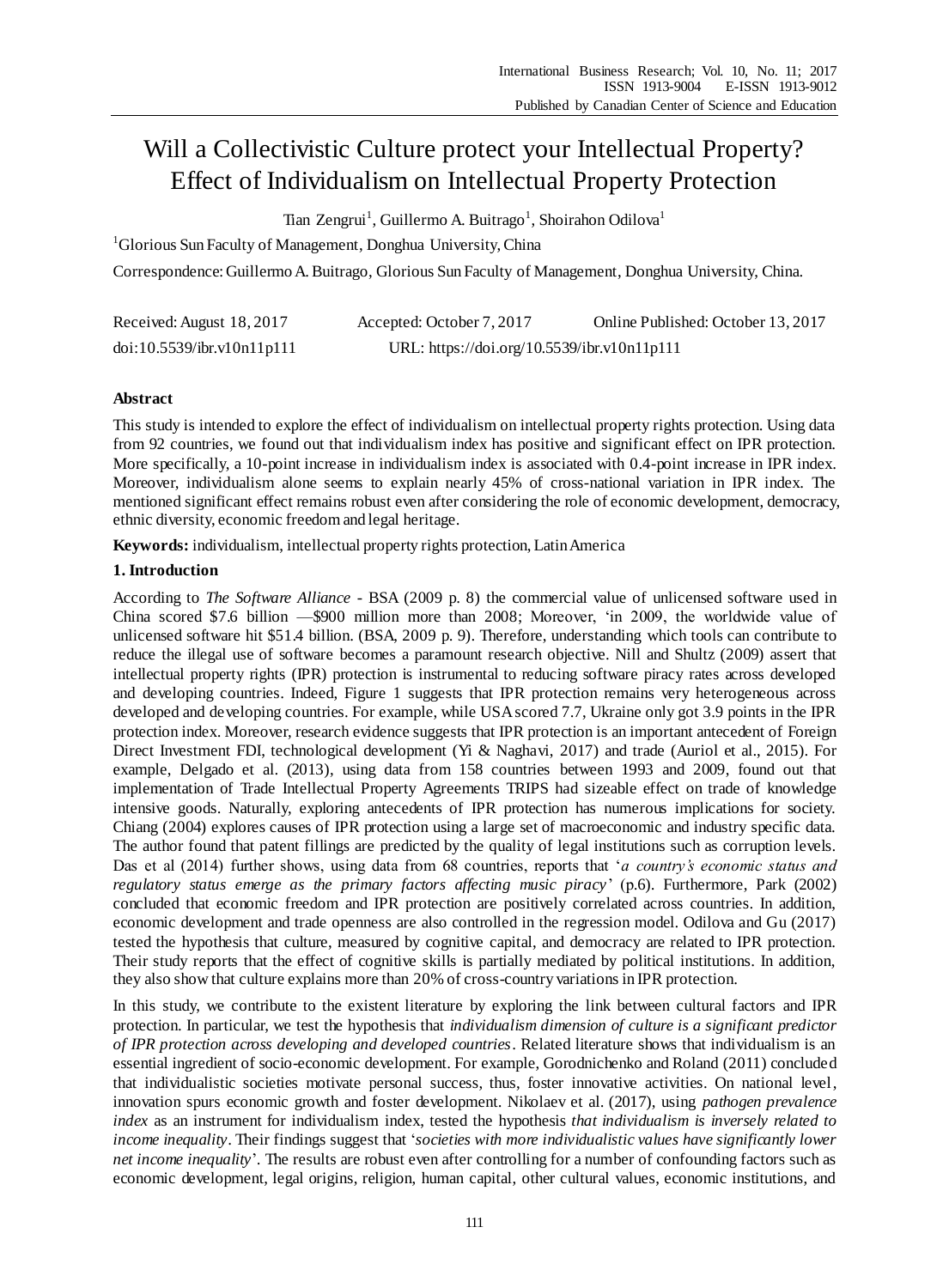# Will a Collectivistic Culture protect your Intellectual Property? Effect of Individualism on Intellectual Property Protection

Tian Zengrui[1], Guillermo A. Buitrago[1], Shoirahon Odilova[1]

[1]Glorious Sun Faculty of Management, Donghua University, China

Correspondence: Guillermo A. Buitrago, Glorious Sun Faculty of Management, Donghua University, China.

Received: August 18, 2017 Accepted: October 7, 2017 Online Published: October 13, 2017

doi:10.5539/ibr.v10n11p111 URL: https://doi.org/10.5539/ibr.v10n11p111

## Abstract

This study is intended to explore the effect of individualism on intellectual property rights protection. Using data from 92 countries, we found out that individualism index has positive and significant effect on IPR protection. More specifically, a 10-point increase in individualism index is associated with 0.4-point increase in IPR index. Moreover, individualism alone seems to explain nearly 45% of cross-national variation in IPR index. The mentioned significant effect remains robust even after considering the role of economic development, democracy, ethnic diversity, economic freedom and legal heritage.

**Keywords:** individualism, intellectual property rights protection, Latin America

## 1. Introduction

According to *The Software Alliance* - BSA (2009 p. 8) the commercial value of unlicensed software used in China scored $7.6 billion —$900 million more than 2008; Moreover, 'in 2009, the worldwide value of unlicensed software hit $51.4 billion. (BSA, 2009 p. 9). Therefore, understanding which tools can contribute to reduce the illegal use of software becomes a paramount research objective. Nill and Shultz (2009) assert that intellectual property rights (IPR) protection is instrumental to reducing software piracy rates across developed and developing countries. Indeed, Figure 1 suggests that IPR protection remains very heterogeneous across developed and developing countries. For example, while USA scored 7.7, Ukraine only got 3.9 points in the IPR protection index. Moreover, research evidence suggests that IPR protection is an important antecedent of Foreign Direct Investment FDI, technological development (Yi & Naghavi, 2017) and trade (Auriol et al., 2015). For example, Delgado et al. (2013), using data from 158 countries between 1993 and 2009, found out that implementation of Trade Intellectual Property Agreements TRIPS had sizeable effect on trade of knowledge intensive goods. Naturally, exploring antecedents of IPR protection has numerous implications for society. Chiang (2004) explores causes of IPR protection using a large set of macroeconomic and industry specific data. The author found that patent fillings are predicted by the quality of legal institutions such as corruption levels. Das et al (2014) further shows, using data from 68 countries, reports that '*a country's economic status and regulatory status emerge as the primary factors affecting music piracy*' (p.6). Furthermore, Park (2002) concluded that economic freedom and IPR protection are positively correlated across countries. In addition, economic development and trade openness are also controlled in the regression model. Odilova and Gu (2017) tested the hypothesis that culture, measured by cognitive capital, and democracy are related to IPR protection. Their study reports that the effect of cognitive skills is partially mediated by political institutions. In addition, they also show that culture explains more than 20% of cross-country variations in IPR protection.

In this study, we contribute to the existent literature by exploring the link between cultural factors and IPR protection. In particular, we test the hypothesis that *individualism dimension of culture is a significant predictor of IPR protection across developing and developed countries*. Related literature shows that individualism is an essential ingredient of socio-economic development. For example, Gorodnichenko and Roland (2011) concluded that individualistic societies motivate personal success, thus, foster innovative activities. On national level, innovation spurs economic growth and foster development. Nikolaev et al. (2017), using *pathogen prevalence index* as an instrument for individualism index, tested the hypothesis *that individualism is inversely related to income inequality*. Their findings suggest that '*societies with more individualistic values have significantly lower net income inequality*'. The results are robust even after controlling for a number of confounding factors such as economic development, legal origins, religion, human capital, other cultural values, economic institutions, and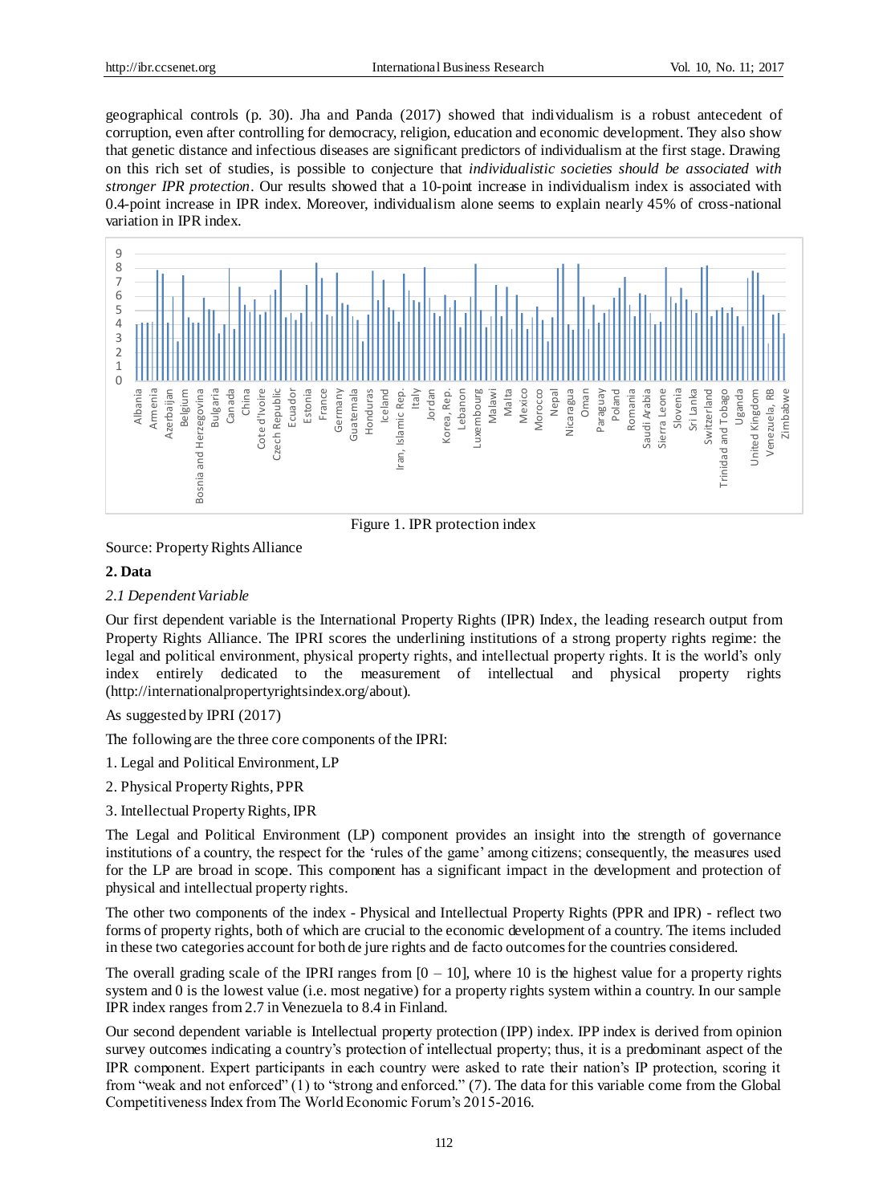geographical controls (p. 30). Jha and Panda (2017) showed that individualism is a robust antecedent of corruption, even after controlling for democracy, religion, education and economic development. They also show that genetic distance and infectious diseases are significant predictors of individualism at the first stage. Drawing on this rich set of studies, is possible to conjecture that *individualistic societies should be associated with stronger IPR protection*. Our results showed that a 10-point increase in individualism index is associated with 0.4-point increase in IPR index. Moreover, individualism alone seems to explain nearly 45% of cross-national variation in IPR index.

Figure 1. IPR protection index

Source: Property Rights Alliance

## 2. Data

### *2.1 Dependent Variable*

Our first dependent variable is the International Property Rights (IPR) Index, the leading research output from Property Rights Alliance. The IPRI scores the underlining institutions of a strong property rights regime: the legal and political environment, physical property rights, and intellectual property rights. It is the world's only index entirely dedicated to the measurement of intellectual and physical property rights (http://internationalpropertyrightsindex.org/about).

As suggested by IPRI (2017)

The following are the three core components of the IPRI:

1. Legal and Political Environment, LP
2. Physical Property Rights, PPR
3. Intellectual Property Rights, IPR

The Legal and Political Environment (LP) component provides an insight into the strength of governance institutions of a country, the respect for the 'rules of the game' among citizens; consequently, the measures used for the LP are broad in scope. This component has a significant impact in the development and protection of physical and intellectual property rights.

The other two components of the index - Physical and Intellectual Property Rights (PPR and IPR) - reflect two forms of property rights, both of which are crucial to the economic development of a country. The items included in these two categories account for both de jure rights and de facto outcomes for the countries considered.

The overall grading scale of the IPRI ranges from [0 – 10], where 10 is the highest value for a property rights system and 0 is the lowest value (i.e. most negative) for a property rights system within a country. In our sample IPR index ranges from 2.7 in Venezuela to 8.4 in Finland.

Our second dependent variable is Intellectual property protection (IPP) index. IPP index is derived from opinion survey outcomes indicating a country's protection of intellectual property; thus, it is a predominant aspect of the IPR component. Expert participants in each country were asked to rate their nation's IP protection, scoring it from "weak and not enforced" (1) to "strong and enforced." (7). The data for this variable come from the Global Competitiveness Index from The World Economic Forum's 2015-2016.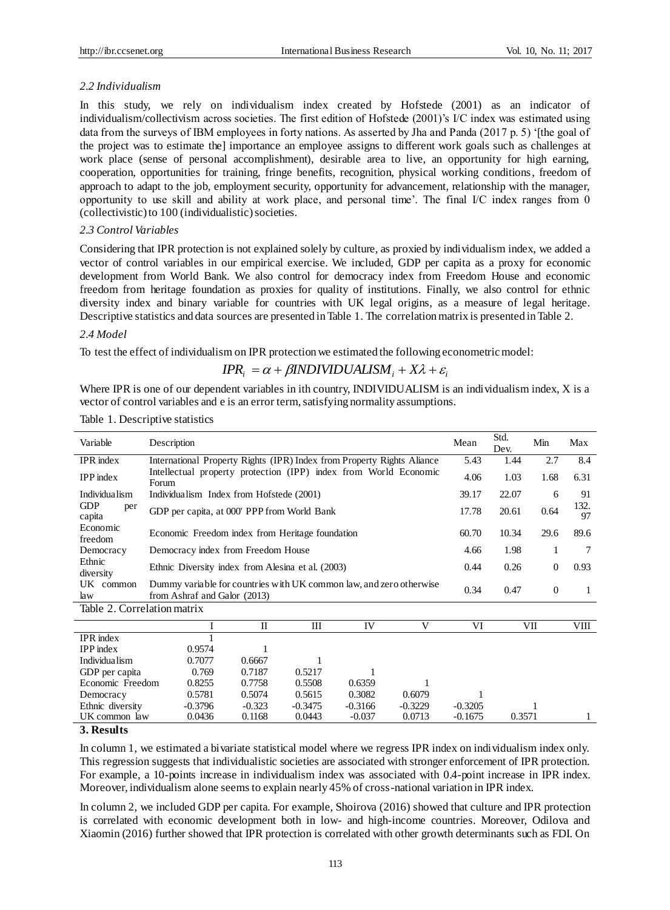### 2.2 Individualism

In this study, we rely on individualism index created by Hofstede (2001) as an indicator of individualism/collectivism across societies. The first edition of Hofstede (2001)'s I/C index was estimated using data from the surveys of IBM employees in forty nations. As asserted by Jha and Panda (2017 p. 5) '[the goal of the project was to estimate the] importance an employee assigns to different work goals such as challenges at work place (sense of personal accomplishment), desirable area to live, an opportunity for high earning, cooperation, opportunities for training, fringe benefits, recognition, physical working conditions, freedom of approach to adapt to the job, employment security, opportunity for advancement, relationship with the manager, opportunity to use skill and ability at work place, and personal time'. The final I/C index ranges from 0 (collectivistic) to 100 (individualistic) societies.

### 2.3 Control Variables

Considering that IPR protection is not explained solely by culture, as proxied by individualism index, we added a vector of control variables in our empirical exercise. We included, GDP per capita as a proxy for economic development from World Bank. We also control for democracy index from Freedom House and economic freedom from heritage foundation as proxies for quality of institutions. Finally, we also control for ethnic diversity index and binary variable for countries with UK legal origins, as a measure of legal heritage. Descriptive statistics and data sources are presented in Table 1. The correlation matrix is presented in Table 2.

### 2.4 Model

To test the effect of individualism on IPR protection we estimated the following econometric model:

$$IPR_i = \alpha + \beta INDIVIDUALISM_i + X\lambda + \varepsilon_i$$

Where IPR is one of our dependent variables in ith country, INDIVIDUALISM is an individualism index, X is a vector of control variables and e is an error term, satisfying normality assumptions.

Table 1. Descriptive statistics

| Variable | Description | Mean | Std. Dev. | Min | Max |
|---|---|---|---|---|---|
| IPR index | International Property Rights (IPR) Index from Property Rights Aliance | 5.43 | 1.44 | 2.7 | 8.4 |
| IPP index | Intellectual property protection (IPP) index from World Economic Forum | 4.06 | 1.03 | 1.68 | 6.31 |
| Individualism | Individualism Index from Hofstede (2001) | 39.17 | 22.07 | 6 | 91 |
| GDP per capita | GDP per capita, at 000' PPP from World Bank | 17.78 | 20.61 | 0.64 | 132.97 |
| Economic freedom | Economic Freedom index from Heritage foundation | 60.70 | 10.34 | 29.6 | 89.6 |
| Democracy | Democracy index from Freedom House | 4.66 | 1.98 | 1 | 7 |
| Ethnic diversity | Ethnic Diversity index from Alesina et al. (2003) | 0.44 | 0.26 | 0 | 0.93 |
| UK common law | Dummy variable for countries with UK common law, and zero otherwise from Ashraf and Galor (2013) | 0.34 | 0.47 | 0 | 1 |

Table 2. Correlation matrix

| | I | II | III | IV | V | VI | VII | VIII |
|---|---|---|---|---|---|---|---|---|
| IPR index | 1 | | | | | | | |
| IPP index | 0.9574 | 1 | | | | | | |
| Individualism | 0.7077 | 0.6667 | 1 | | | | | |
| GDP per capita | 0.769 | 0.7187 | 0.5217 | 1 | | | | |
| Economic Freedom | 0.8255 | 0.7758 | 0.5508 | 0.6359 | 1 | | | |
| Democracy | 0.5781 | 0.5074 | 0.5615 | 0.3082 | 0.6079 | 1 | | |
| Ethnic diversity | -0.3796 | -0.323 | -0.3475 | -0.3166 | -0.3229 | -0.3205 | 1 | |
| UK common law | 0.0436 | 0.1168 | 0.0443 | -0.037 | 0.0713 | -0.1675 | 0.3571 | 1 |

## 3. Results

In column 1, we estimated a bivariate statistical model where we regress IPR index on individualism index only. This regression suggests that individualistic societies are associated with stronger enforcement of IPR protection. For example, a 10-points increase in individualism index was associated with 0.4-point increase in IPR index. Moreover, individualism alone seems to explain nearly 45% of cross-national variation in IPR index.

In column 2, we included GDP per capita. For example, Shoirova (2016) showed that culture and IPR protection is correlated with economic development both in low- and high-income countries. Moreover, Odilova and Xiaomin (2016) further showed that IPR protection is correlated with other growth determinants such as FDI. On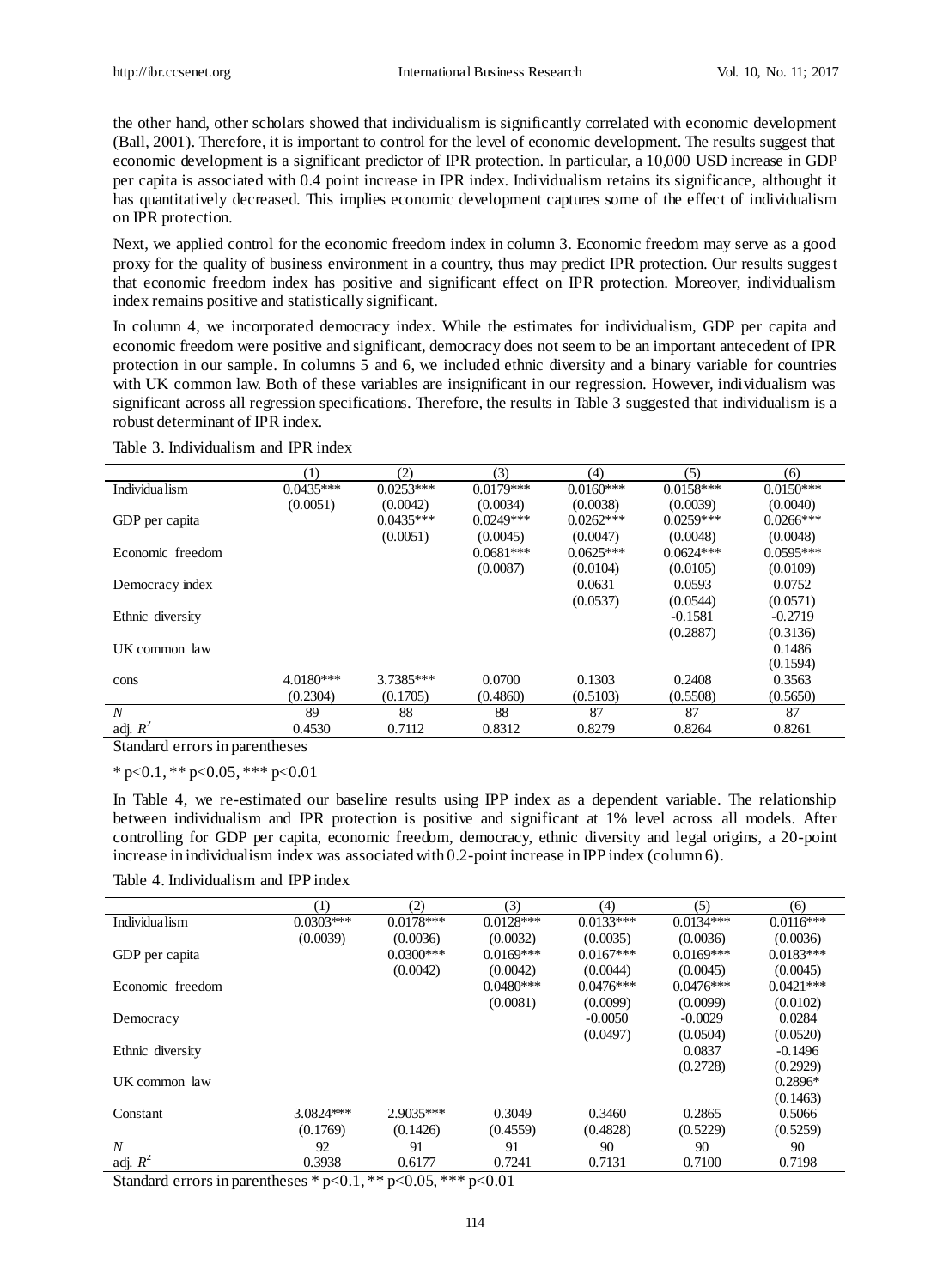the other hand, other scholars showed that individualism is significantly correlated with economic development (Ball, 2001). Therefore, it is important to control for the level of economic development. The results suggest that economic development is a significant predictor of IPR protection. In particular, a 10,000 USD increase in GDP per capita is associated with 0.4 point increase in IPR index. Individualism retains its significance, althought it has quantitatively decreased. This implies economic development captures some of the effect of individualism on IPR protection.

Next, we applied control for the economic freedom index in column 3. Economic freedom may serve as a good proxy for the quality of business environment in a country, thus may predict IPR protection. Our results suggest that economic freedom index has positive and significant effect on IPR protection. Moreover, individualism index remains positive and statistically significant.

In column 4, we incorporated democracy index. While the estimates for individualism, GDP per capita and economic freedom were positive and significant, democracy does not seem to be an important antecedent of IPR protection in our sample. In columns 5 and 6, we included ethnic diversity and a binary variable for countries with UK common law. Both of these variables are insignificant in our regression. However, individualism was significant across all regression specifications. Therefore, the results in Table 3 suggested that individualism is a robust determinant of IPR index.

Table 3. Individualism and IPR index

| | (1) | (2) | (3) | (4) | (5) | (6) |
|---|---|---|---|---|---|---|
| Individualism | 0.0435*** | 0.0253*** | 0.0179*** | 0.0160*** | 0.0158*** | 0.0150*** |
| | (0.0051) | (0.0042) | (0.0034) | (0.0038) | (0.0039) | (0.0040) |
| GDP per capita | | 0.0435*** | 0.0249*** | 0.0262*** | 0.0259*** | 0.0266*** |
| | | (0.0051) | (0.0045) | (0.0047) | (0.0048) | (0.0048) |
| Economic freedom | | | 0.0681*** | 0.0625*** | 0.0624*** | 0.0595*** |
| | | | (0.0087) | (0.0104) | (0.0105) | (0.0109) |
| Democracy index | | | | 0.0631 | 0.0593 | 0.0752 |
| | | | | (0.0537) | (0.0544) | (0.0571) |
| Ethnic diversity | | | | | -0.1581 | -0.2719 |
| | | | | | (0.2887) | (0.3136) |
| UK common law | | | | | | 0.1486 |
| | | | | | | (0.1594) |
| cons | 4.0180*** | 3.7385*** | 0.0700 | 0.1303 | 0.2408 | 0.3563 |
| | (0.2304) | (0.1705) | (0.4860) | (0.5103) | (0.5508) | (0.5650) |
| $N$ | 89 | 88 | 88 | 87 | 87 | 87 |
| adj. $R^2$ | 0.4530 | 0.7112 | 0.8312 | 0.8279 | 0.8264 | 0.8261 |

Standard errors in parentheses

* $p<0.1$, ** $p<0.05$, *** $p<0.01$

In Table 4, we re-estimated our baseline results using IPP index as a dependent variable. The relationship between individualism and IPR protection is positive and significant at 1% level across all models. After controlling for GDP per capita, economic freedom, democracy, ethnic diversity and legal origins, a 20-point increase in individualism index was associated with 0.2-point increase in IPP index (column 6).

Table 4. Individualism and IPP index

| | (1) | (2) | (3) | (4) | (5) | (6) |
|---|---|---|---|---|---|---|
| Individualism | 0.0303*** | 0.0178*** | 0.0128*** | 0.0133*** | 0.0134*** | 0.0116*** |
| | (0.0039) | (0.0036) | (0.0032) | (0.0035) | (0.0036) | (0.0036) |
| GDP per capita | | 0.0300*** | 0.0169*** | 0.0167*** | 0.0169*** | 0.0183*** |
| | | (0.0042) | (0.0042) | (0.0044) | (0.0045) | (0.0045) |
| Economic freedom | | | 0.0480*** | 0.0476*** | 0.0476*** | 0.0421*** |
| | | | (0.0081) | (0.0099) | (0.0099) | (0.0102) |
| Democracy | | | | -0.0050 | -0.0029 | 0.0284 |
| | | | | (0.0497) | (0.0504) | (0.0520) |
| Ethnic diversity | | | | | 0.0837 | -0.1496 |
| | | | | | (0.2728) | (0.2929) |
| UK common law | | | | | | 0.2896* |
| | | | | | | (0.1463) |
| Constant | 3.0824*** | 2.9035*** | 0.3049 | 0.3460 | 0.2865 | 0.5066 |
| | (0.1769) | (0.1426) | (0.4559) | (0.4828) | (0.5229) | (0.5259) |
| $N$ | 92 | 91 | 91 | 90 | 90 | 90 |
| adj. $R^2$ | 0.3938 | 0.6177 | 0.7241 | 0.7131 | 0.7100 | 0.7198 |

Standard errors in parentheses * $p<0.1$, ** $p<0.05$, *** $p<0.01$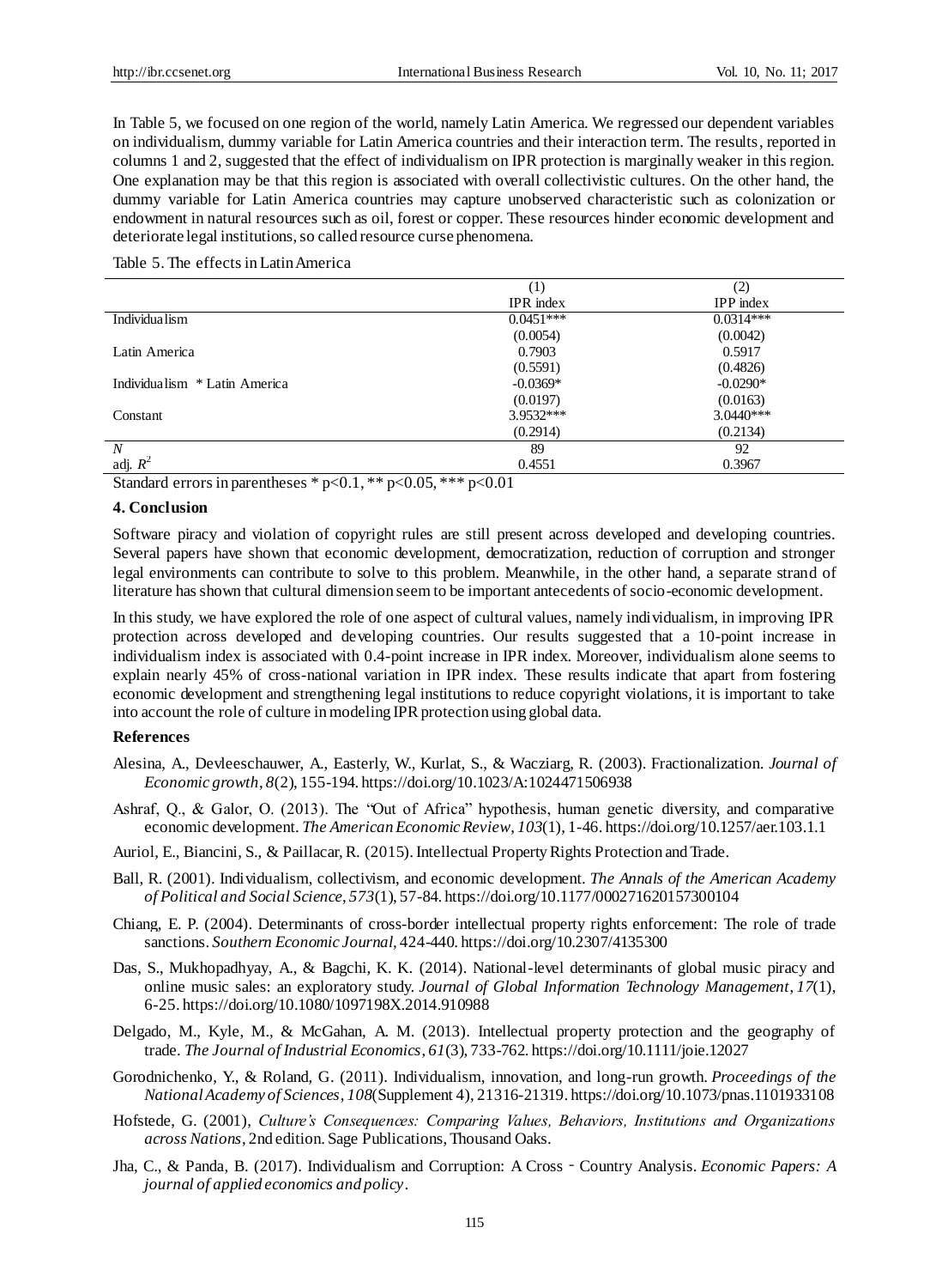In Table 5, we focused on one region of the world, namely Latin America. We regressed our dependent variables on individualism, dummy variable for Latin America countries and their interaction term. The results, reported in columns 1 and 2, suggested that the effect of individualism on IPR protection is marginally weaker in this region. One explanation may be that this region is associated with overall collectivistic cultures. On the other hand, the dummy variable for Latin America countries may capture unobserved characteristic such as colonization or endowment in natural resources such as oil, forest or copper. These resources hinder economic development and deteriorate legal institutions, so called resource curse phenomena.

Table 5. The effects in Latin America

| | (1) | (2) |
|---|---|---|
| | IPR index | IPP index |
| Individualism | 0.0451*** | 0.0314*** |
| | (0.0054) | (0.0042) |
| Latin America | 0.7903 | 0.5917 |
| | (0.5591) | (0.4826) |
| Individualism * Latin America | -0.0369* | -0.0290* |
| | (0.0197) | (0.0163) |
| Constant | 3.9532*** | 3.0440*** |
| | (0.2914) | (0.2134) |
| $N$ | 89 | 92 |
| adj. $R^2$ | 0.4551 | 0.3967 |

Standard errors in parentheses * $p<0.1$, ** $p<0.05$, *** $p<0.01$

## 4. Conclusion

Software piracy and violation of copyright rules are still present across developed and developing countries. Several papers have shown that economic development, democratization, reduction of corruption and stronger legal environments can contribute to solve to this problem. Meanwhile, in the other hand, a separate strand of literature has shown that cultural dimension seem to be important antecedents of socio-economic development.

In this study, we have explored the role of one aspect of cultural values, namely individualism, in improving IPR protection across developed and developing countries. Our results suggested that a 10-point increase in individualism index is associated with 0.4-point increase in IPR index. Moreover, individualism alone seems to explain nearly 45% of cross-national variation in IPR index. These results indicate that apart from fostering economic development and strengthening legal institutions to reduce copyright violations, it is important to take into account the role of culture in modeling IPR protection using global data.

## References

Alesina, A., Devleeschauwer, A., Easterly, W., Kurlat, S., & Wacziarg, R. (2003). Fractionalization. *Journal of Economic growth*, *8*(2), 155-194. https://doi.org/10.1023/A:1024471506938

Ashraf, Q., & Galor, O. (2013). The "Out of Africa" hypothesis, human genetic diversity, and comparative economic development. *The American Economic Review*, *103*(1), 1-46. https://doi.org/10.1257/aer.103.1.1

Auriol, E., Biancini, S., & Paillacar, R. (2015). Intellectual Property Rights Protection and Trade.

Ball, R. (2001). Individualism, collectivism, and economic development. *The Annals of the American Academy of Political and Social Science*, *573*(1), 57-84. https://doi.org/10.1177/000271620157300104

Chiang, E. P. (2004). Determinants of cross-border intellectual property rights enforcement: The role of trade sanctions. *Southern Economic Journal*, 424-440. https://doi.org/10.2307/4135300

Das, S., Mukhopadhyay, A., & Bagchi, K. K. (2014). National-level determinants of global music piracy and online music sales: an exploratory study. *Journal of Global Information Technology Management*, *17*(1), 6-25. https://doi.org/10.1080/1097198X.2014.910988

Delgado, M., Kyle, M., & McGahan, A. M. (2013). Intellectual property protection and the geography of trade. *The Journal of Industrial Economics*, *61*(3), 733-762. https://doi.org/10.1111/joie.12027

Gorodnichenko, Y., & Roland, G. (2011). Individualism, innovation, and long-run growth. *Proceedings of the National Academy of Sciences*, *108*(Supplement 4), 21316-21319. https://doi.org/10.1073/pnas.1101933108

Hofstede, G. (2001), *Culture's Consequences: Comparing Values, Behaviors, Institutions and Organizations across Nations*, 2nd edition. Sage Publications, Thousand Oaks.

Jha, C., & Panda, B. (2017). Individualism and Corruption: A Cross‐Country Analysis. *Economic Papers: A journal of applied economics and policy*.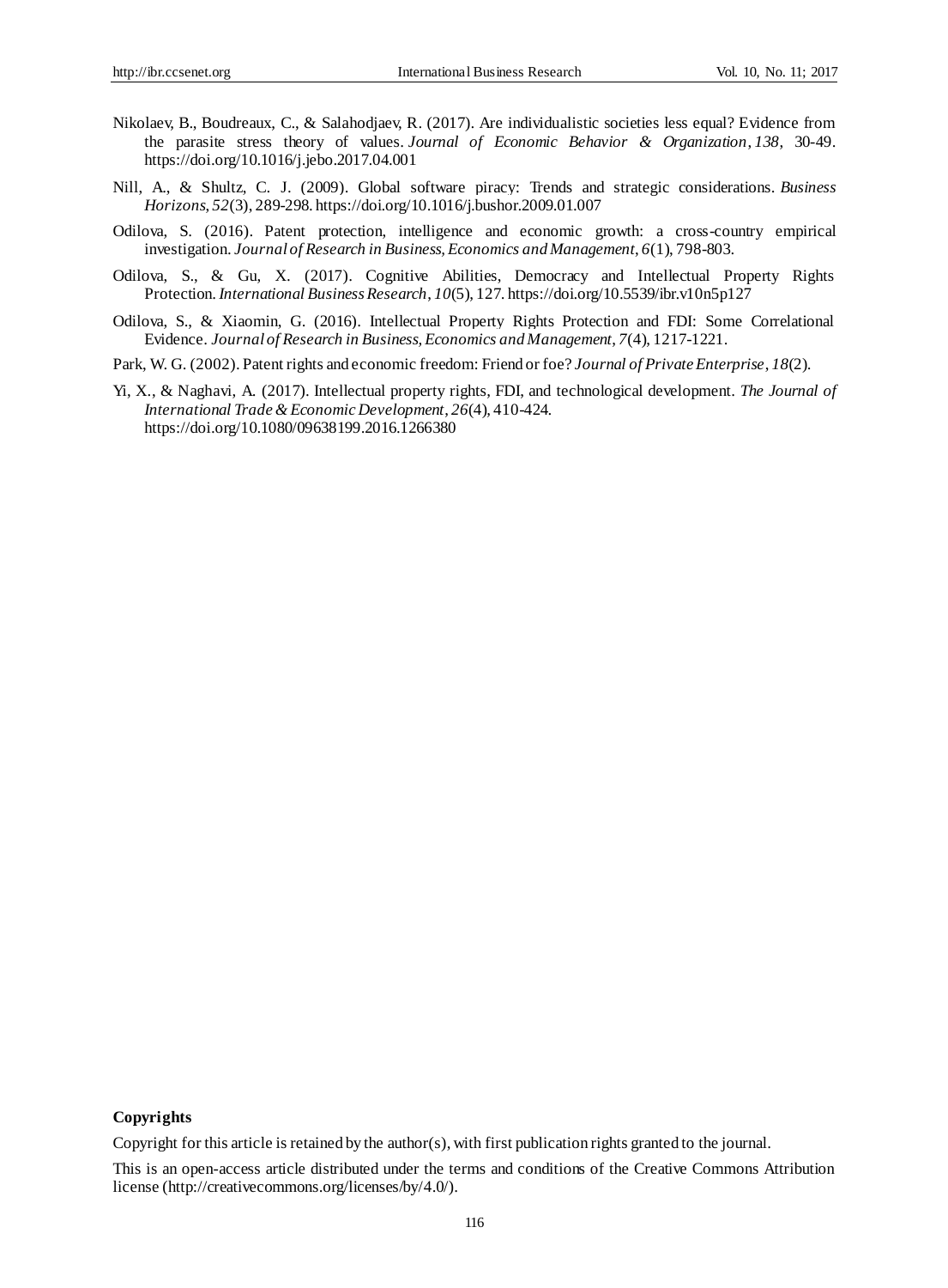Nikolaev, B., Boudreaux, C., & Salahodjaev, R. (2017). Are individualistic societies less equal? Evidence from the parasite stress theory of values. *Journal of Economic Behavior & Organization*, *138*, 30-49. https://doi.org/10.1016/j.jebo.2017.04.001

Nill, A., & Shultz, C. J. (2009). Global software piracy: Trends and strategic considerations. *Business Horizons*, *52*(3), 289-298. https://doi.org/10.1016/j.bushor.2009.01.007

Odilova, S. (2016). Patent protection, intelligence and economic growth: a cross-country empirical investigation. *Journal of Research in Business, Economics and Management*, *6*(1), 798-803.

Odilova, S., & Gu, X. (2017). Cognitive Abilities, Democracy and Intellectual Property Rights Protection. *International Business Research*, *10*(5), 127. https://doi.org/10.5539/ibr.v10n5p127

Odilova, S., & Xiaomin, G. (2016). Intellectual Property Rights Protection and FDI: Some Correlational Evidence. *Journal of Research in Business, Economics and Management*, *7*(4), 1217-1221.

Park, W. G. (2002). Patent rights and economic freedom: Friend or foe? *Journal of Private Enterprise*, *18*(2).

Yi, X., & Naghavi, A. (2017). Intellectual property rights, FDI, and technological development. *The Journal of International Trade & Economic Development*, *26*(4), 410-424. https://doi.org/10.1080/09638199.2016.1266380

**Copyrights**

Copyright for this article is retained by the author(s), with first publication rights granted to the journal.

This is an open-access article distributed under the terms and conditions of the Creative Commons Attribution license (http://creativecommons.org/licenses/by/4.0/).